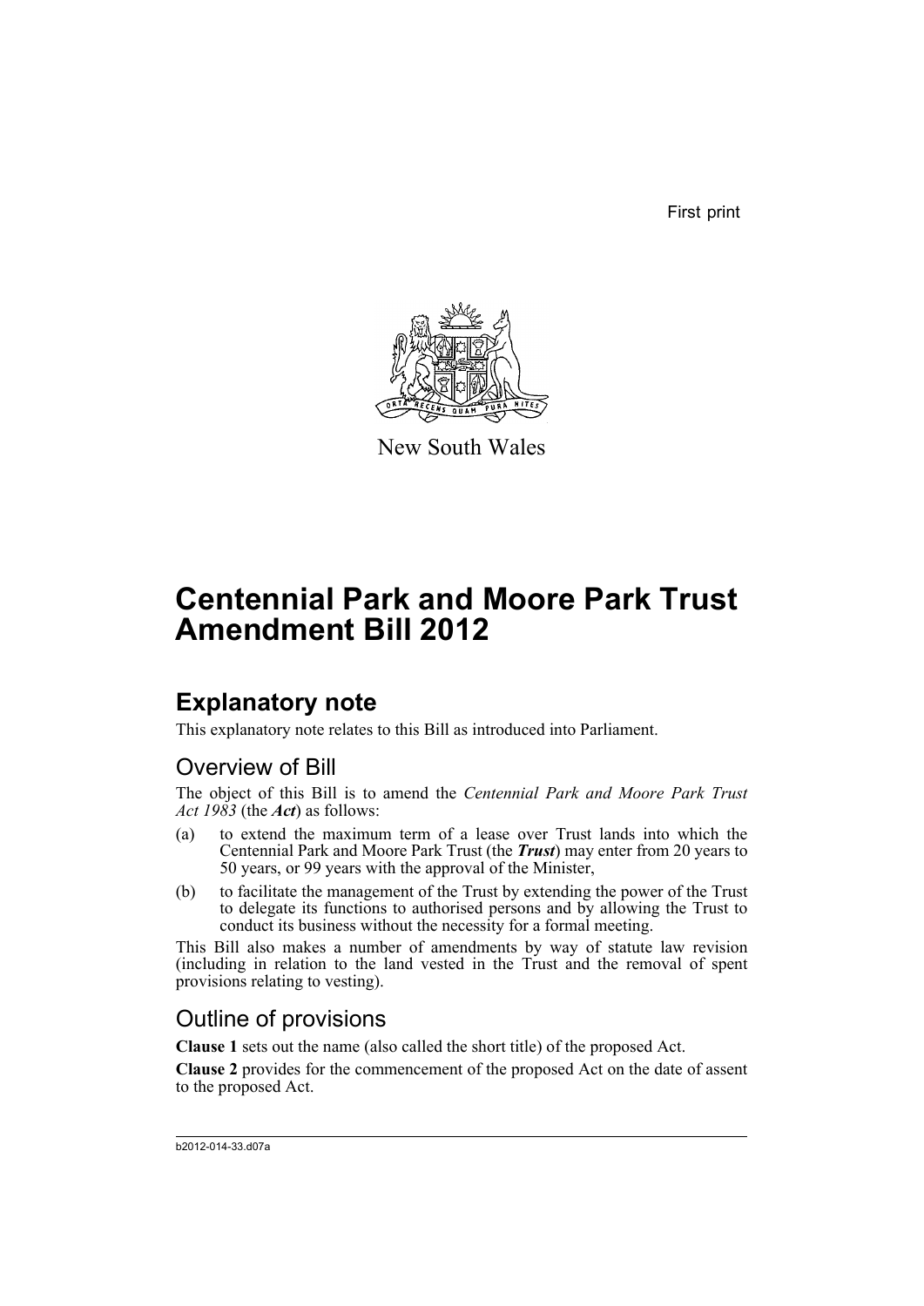First print

New South Wales

# Centennial Park and Moore Park Trust Amendment Bill 2012

## Explanatory note

This explanatory note relates to this Bill as introduced into Parliament.

### Overview of Bill

The object of this Bill is to amend the *Centennial Park and Moore Park Trust Act 1983* (the ***Act***) as follows:

(a) to extend the maximum term of a lease over Trust lands into which the Centennial Park and Moore Park Trust (the ***Trust***) may enter from 20 years to 50 years, or 99 years with the approval of the Minister,

(b) to facilitate the management of the Trust by extending the power of the Trust to delegate its functions to authorised persons and by allowing the Trust to conduct its business without the necessity for a formal meeting.

This Bill also makes a number of amendments by way of statute law revision (including in relation to the land vested in the Trust and the removal of spent provisions relating to vesting).

### Outline of provisions

**Clause 1** sets out the name (also called the short title) of the proposed Act.

**Clause 2** provides for the commencement of the proposed Act on the date of assent to the proposed Act.

b2012-014-33.d07a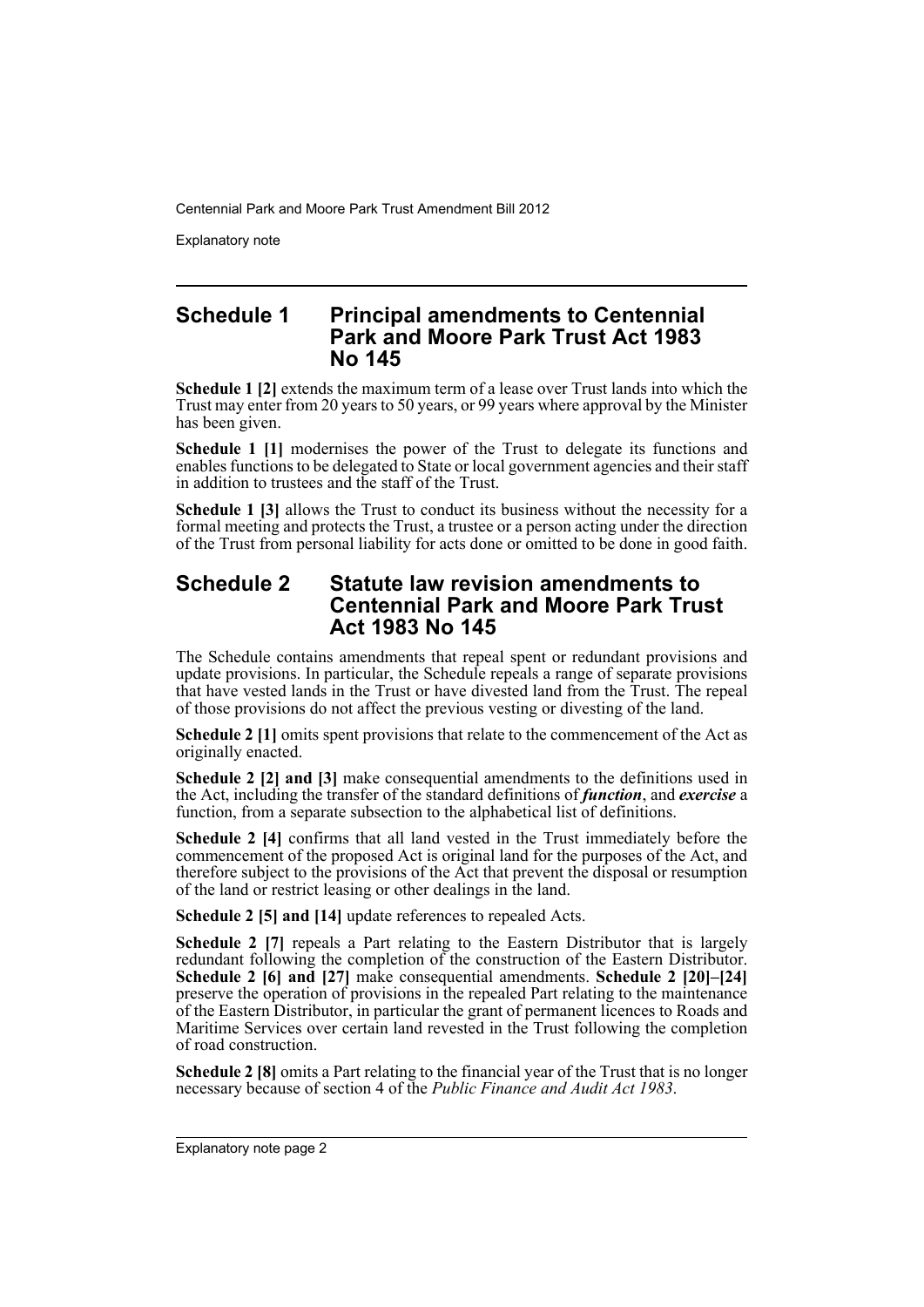## Schedule 1 Principal amendments to Centennial Park and Moore Park Trust Act 1983 No 145

**Schedule 1 [2]** extends the maximum term of a lease over Trust lands into which the Trust may enter from 20 years to 50 years, or 99 years where approval by the Minister has been given.

**Schedule 1 [1]** modernises the power of the Trust to delegate its functions and enables functions to be delegated to State or local government agencies and their staff in addition to trustees and the staff of the Trust.

**Schedule 1 [3]** allows the Trust to conduct its business without the necessity for a formal meeting and protects the Trust, a trustee or a person acting under the direction of the Trust from personal liability for acts done or omitted to be done in good faith.

## Schedule 2 Statute law revision amendments to Centennial Park and Moore Park Trust Act 1983 No 145

The Schedule contains amendments that repeal spent or redundant provisions and update provisions. In particular, the Schedule repeals a range of separate provisions that have vested lands in the Trust or have divested land from the Trust. The repeal of those provisions do not affect the previous vesting or divesting of the land.

**Schedule 2 [1]** omits spent provisions that relate to the commencement of the Act as originally enacted.

**Schedule 2 [2] and [3]** make consequential amendments to the definitions used in the Act, including the transfer of the standard definitions of ***function***, and ***exercise*** a function, from a separate subsection to the alphabetical list of definitions.

**Schedule 2 [4]** confirms that all land vested in the Trust immediately before the commencement of the proposed Act is original land for the purposes of the Act, and therefore subject to the provisions of the Act that prevent the disposal or resumption of the land or restrict leasing or other dealings in the land.

**Schedule 2 [5] and [14]** update references to repealed Acts.

**Schedule 2 [7]** repeals a Part relating to the Eastern Distributor that is largely redundant following the completion of the construction of the Eastern Distributor. **Schedule 2 [6] and [27]** make consequential amendments. **Schedule 2 [20]–[24]** preserve the operation of provisions in the repealed Part relating to the maintenance of the Eastern Distributor, in particular the grant of permanent licences to Roads and Maritime Services over certain land revested in the Trust following the completion of road construction.

**Schedule 2 [8]** omits a Part relating to the financial year of the Trust that is no longer necessary because of section 4 of the *Public Finance and Audit Act 1983*.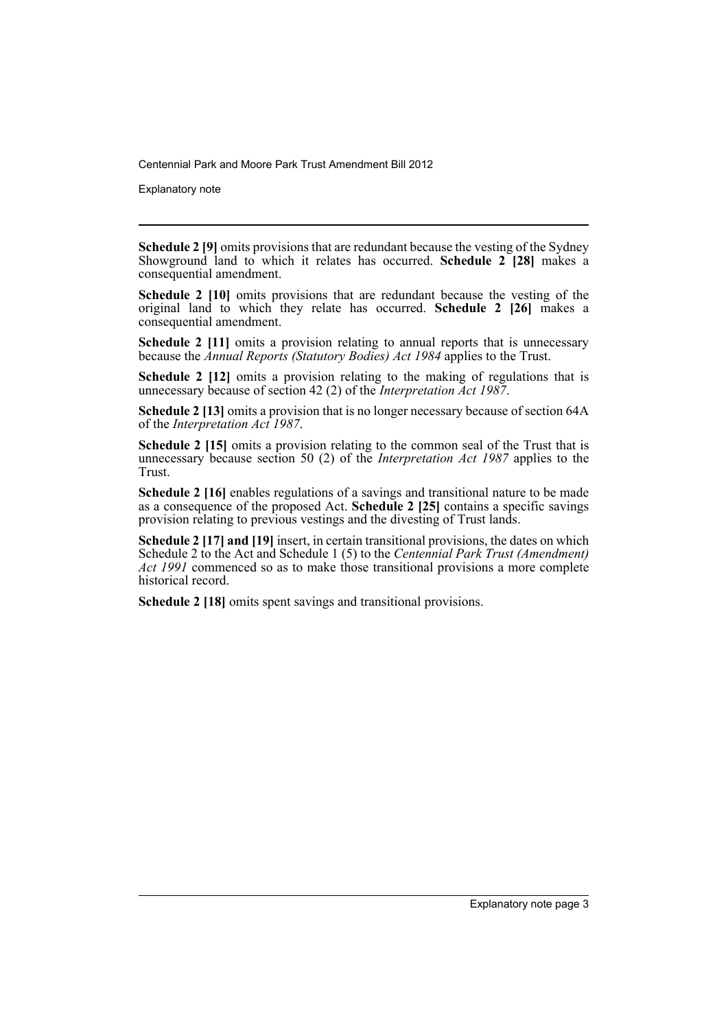**Schedule 2 [9]** omits provisions that are redundant because the vesting of the Sydney Showground land to which it relates has occurred. **Schedule 2 [28]** makes a consequential amendment.

**Schedule 2 [10]** omits provisions that are redundant because the vesting of the original land to which they relate has occurred. **Schedule 2 [26]** makes a consequential amendment.

**Schedule 2 [11]** omits a provision relating to annual reports that is unnecessary because the *Annual Reports (Statutory Bodies) Act 1984* applies to the Trust.

**Schedule 2 [12]** omits a provision relating to the making of regulations that is unnecessary because of section 42 (2) of the *Interpretation Act 1987*.

**Schedule 2 [13]** omits a provision that is no longer necessary because of section 64A of the *Interpretation Act 1987*.

**Schedule 2 [15]** omits a provision relating to the common seal of the Trust that is unnecessary because section 50 (2) of the *Interpretation Act 1987* applies to the Trust.

**Schedule 2 [16]** enables regulations of a savings and transitional nature to be made as a consequence of the proposed Act. **Schedule 2 [25]** contains a specific savings provision relating to previous vestings and the divesting of Trust lands.

**Schedule 2 [17] and [19]** insert, in certain transitional provisions, the dates on which Schedule 2 to the Act and Schedule 1 (5) to the *Centennial Park Trust (Amendment) Act 1991* commenced so as to make those transitional provisions a more complete historical record.

**Schedule 2 [18]** omits spent savings and transitional provisions.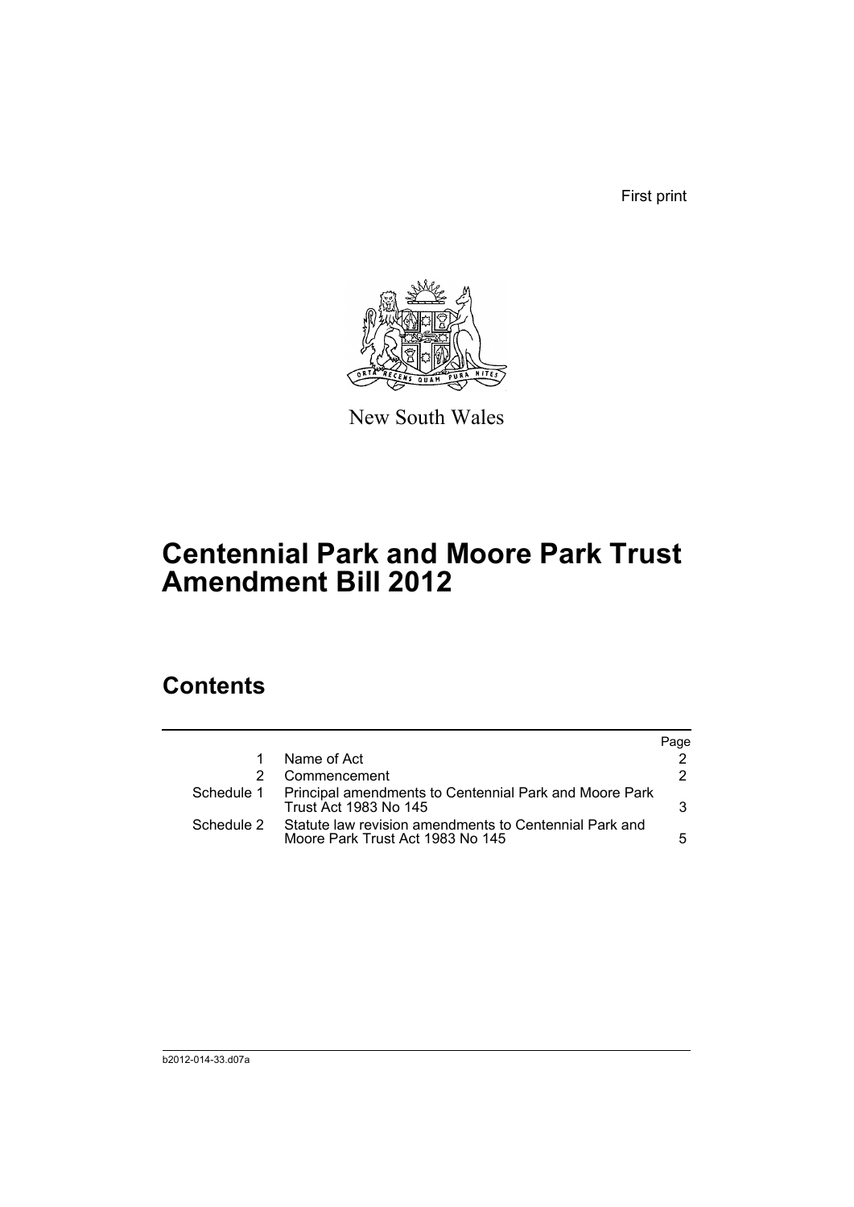First print

New South Wales

# Centennial Park and Moore Park Trust Amendment Bill 2012

## Contents

| | | Page |
|---|---|---|
| 1 | Name of Act | 2 |
| 2 | Commencement | 2 |
| Schedule 1 | Principal amendments to Centennial Park and Moore Park Trust Act 1983 No 145 | 3 |
| Schedule 2 | Statute law revision amendments to Centennial Park and Moore Park Trust Act 1983 No 145 | 5 |

b2012-014-33.d07a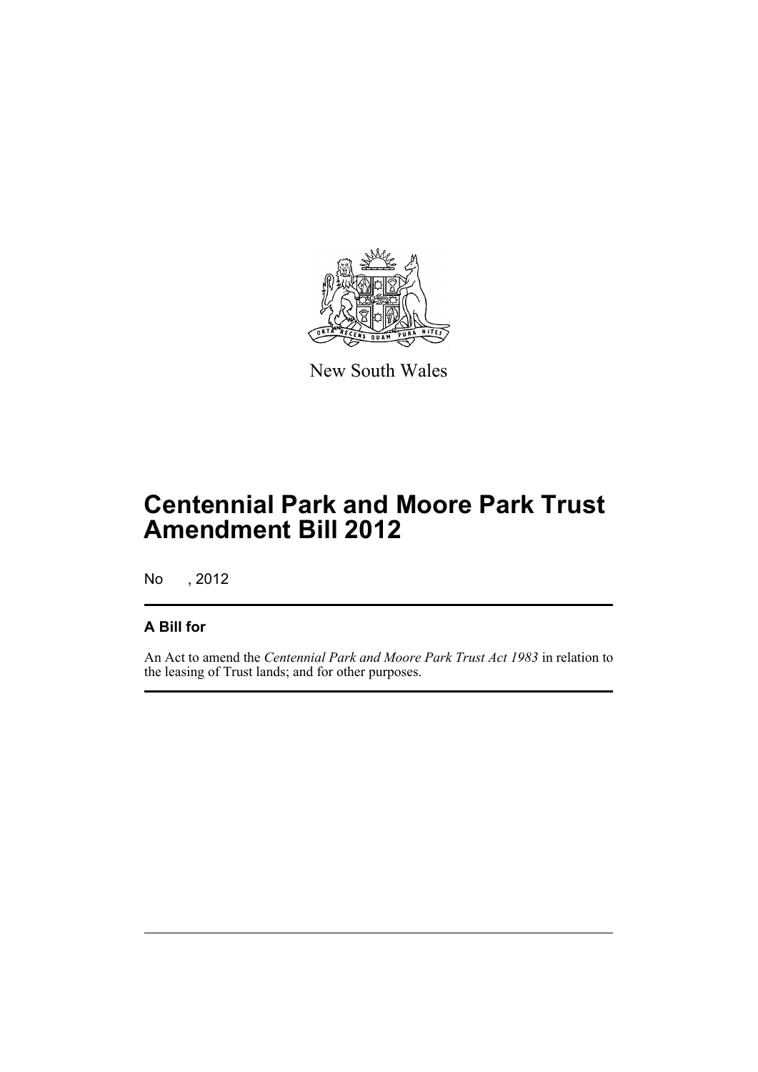New South Wales

# Centennial Park and Moore Park Trust Amendment Bill 2012

No , 2012

## A Bill for

An Act to amend the *Centennial Park and Moore Park Trust Act 1983* in relation to the leasing of Trust lands; and for other purposes.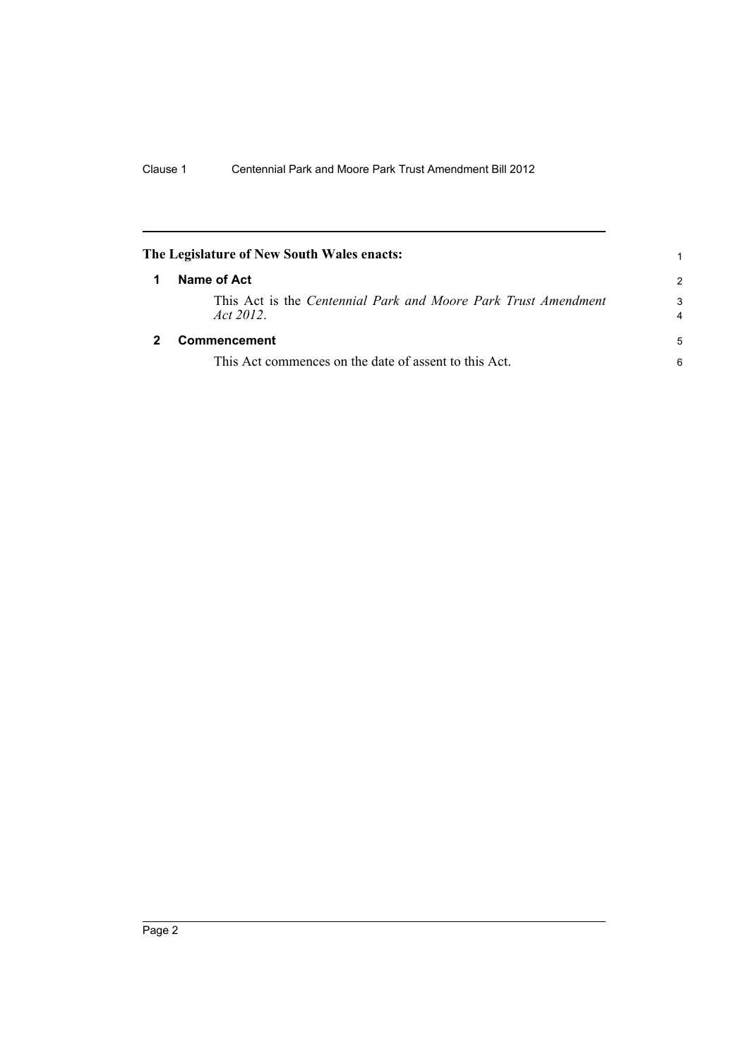**The Legislature of New South Wales enacts:**

## 1 Name of Act

This Act is the *Centennial Park and Moore Park Trust Amendment Act 2012*.

## 2 Commencement

This Act commences on the date of assent to this Act.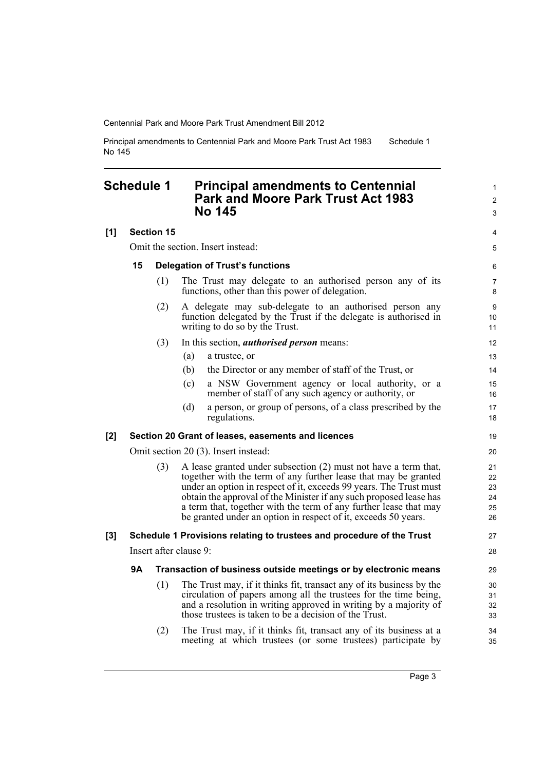## Schedule 1 Principal amendments to Centennial Park and Moore Park Trust Act 1983 No 145

**[1] Section 15**

Omit the section. Insert instead:

**15 Delegation of Trust's functions**

(1) The Trust may delegate to an authorised person any of its functions, other than this power of delegation.

(2) A delegate may sub-delegate to an authorised person any function delegated by the Trust if the delegate is authorised in writing to do so by the Trust.

(3) In this section, ***authorised person*** means:

(a) a trustee, or

(b) the Director or any member of staff of the Trust, or

(c) a NSW Government agency or local authority, or a member of staff of any such agency or authority, or

(d) a person, or group of persons, of a class prescribed by the regulations.

**[2] Section 20 Grant of leases, easements and licences**

Omit section 20 (3). Insert instead:

(3) A lease granted under subsection (2) must not have a term that, together with the term of any further lease that may be granted under an option in respect of it, exceeds 99 years. The Trust must obtain the approval of the Minister if any such proposed lease has a term that, together with the term of any further lease that may be granted under an option in respect of it, exceeds 50 years.

**[3] Schedule 1 Provisions relating to trustees and procedure of the Trust**

Insert after clause 9:

**9A Transaction of business outside meetings or by electronic means**

(1) The Trust may, if it thinks fit, transact any of its business by the circulation of papers among all the trustees for the time being, and a resolution in writing approved in writing by a majority of those trustees is taken to be a decision of the Trust.

(2) The Trust may, if it thinks fit, transact any of its business at a meeting at which trustees (or some trustees) participate by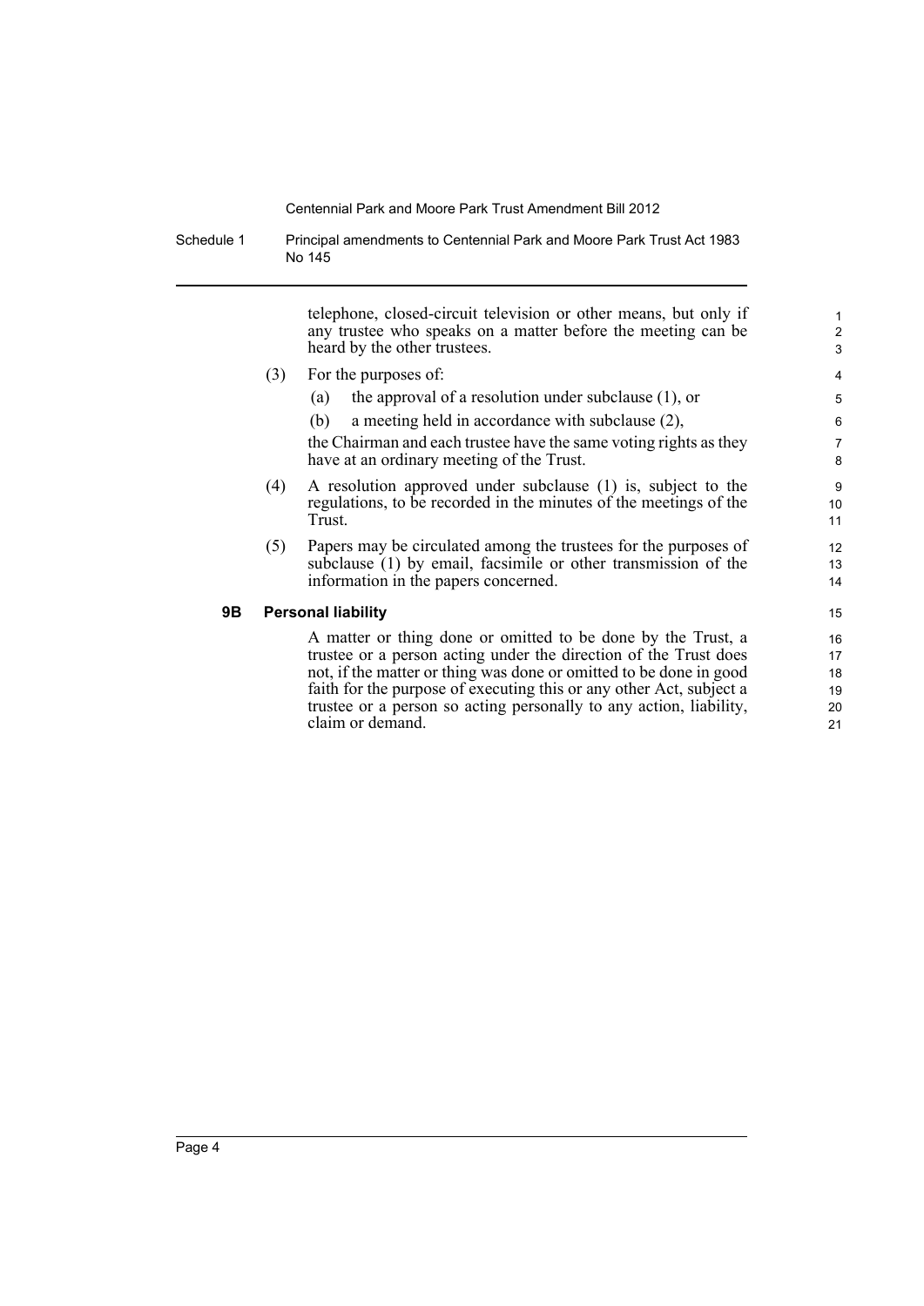telephone, closed-circuit television or other means, but only if any trustee who speaks on a matter before the meeting can be heard by the other trustees.

(3) For the purposes of:

(a) the approval of a resolution under subclause (1), or

(b) a meeting held in accordance with subclause (2),

the Chairman and each trustee have the same voting rights as they have at an ordinary meeting of the Trust.

(4) A resolution approved under subclause (1) is, subject to the regulations, to be recorded in the minutes of the meetings of the Trust.

(5) Papers may be circulated among the trustees for the purposes of subclause (1) by email, facsimile or other transmission of the information in the papers concerned.

**9B Personal liability**

A matter or thing done or omitted to be done by the Trust, a trustee or a person acting under the direction of the Trust does not, if the matter or thing was done or omitted to be done in good faith for the purpose of executing this or any other Act, subject a trustee or a person so acting personally to any action, liability, claim or demand.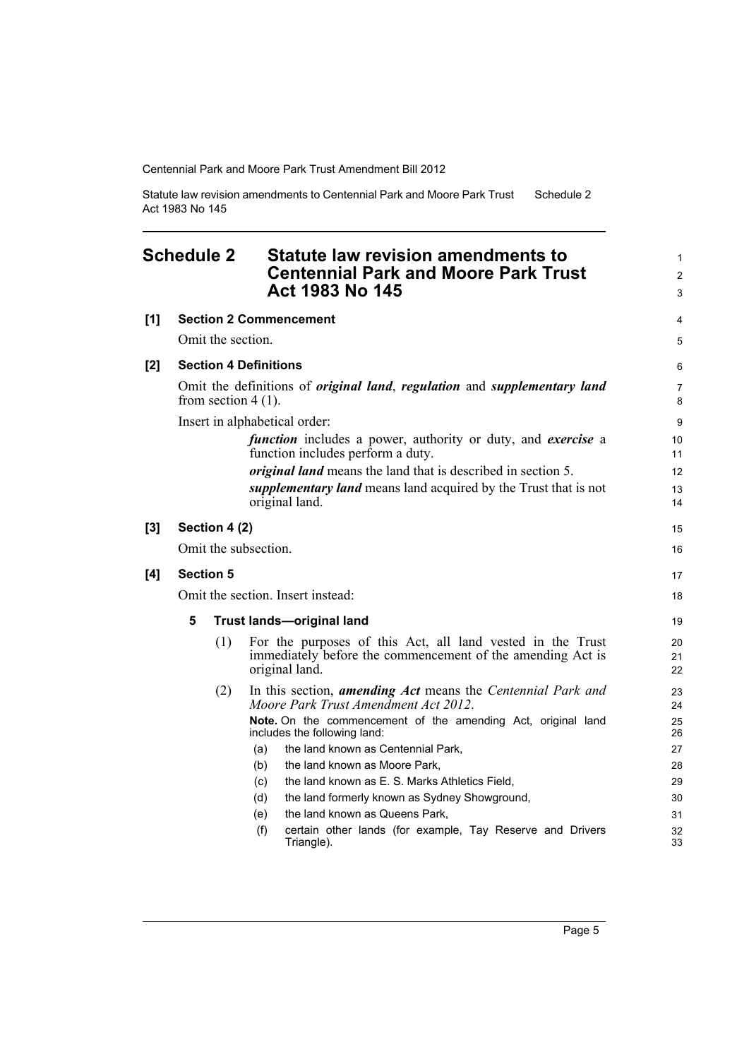## Schedule 2 Statute law revision amendments to Centennial Park and Moore Park Trust Act 1983 No 145

**[1] Section 2 Commencement**

Omit the section.

**[2] Section 4 Definitions**

Omit the definitions of ***original land***, ***regulation*** and ***supplementary land*** from section 4 (1).

Insert in alphabetical order:

> ***function*** includes a power, authority or duty, and ***exercise*** a function includes perform a duty.
>
> ***original land*** means the land that is described in section 5.
>
> ***supplementary land*** means land acquired by the Trust that is not original land.

**[3] Section 4 (2)**

Omit the subsection.

**[4] Section 5**

Omit the section. Insert instead:

**5 Trust lands—original land**

(1) For the purposes of this Act, all land vested in the Trust immediately before the commencement of the amending Act is original land.

(2) In this section, ***amending Act*** means the *Centennial Park and Moore Park Trust Amendment Act 2012*.

**Note.** On the commencement of the amending Act, original land includes the following land:

(a) the land known as Centennial Park,

(b) the land known as Moore Park,

(c) the land known as E. S. Marks Athletics Field,

(d) the land formerly known as Sydney Showground,

(e) the land known as Queens Park,

(f) certain other lands (for example, Tay Reserve and Drivers Triangle).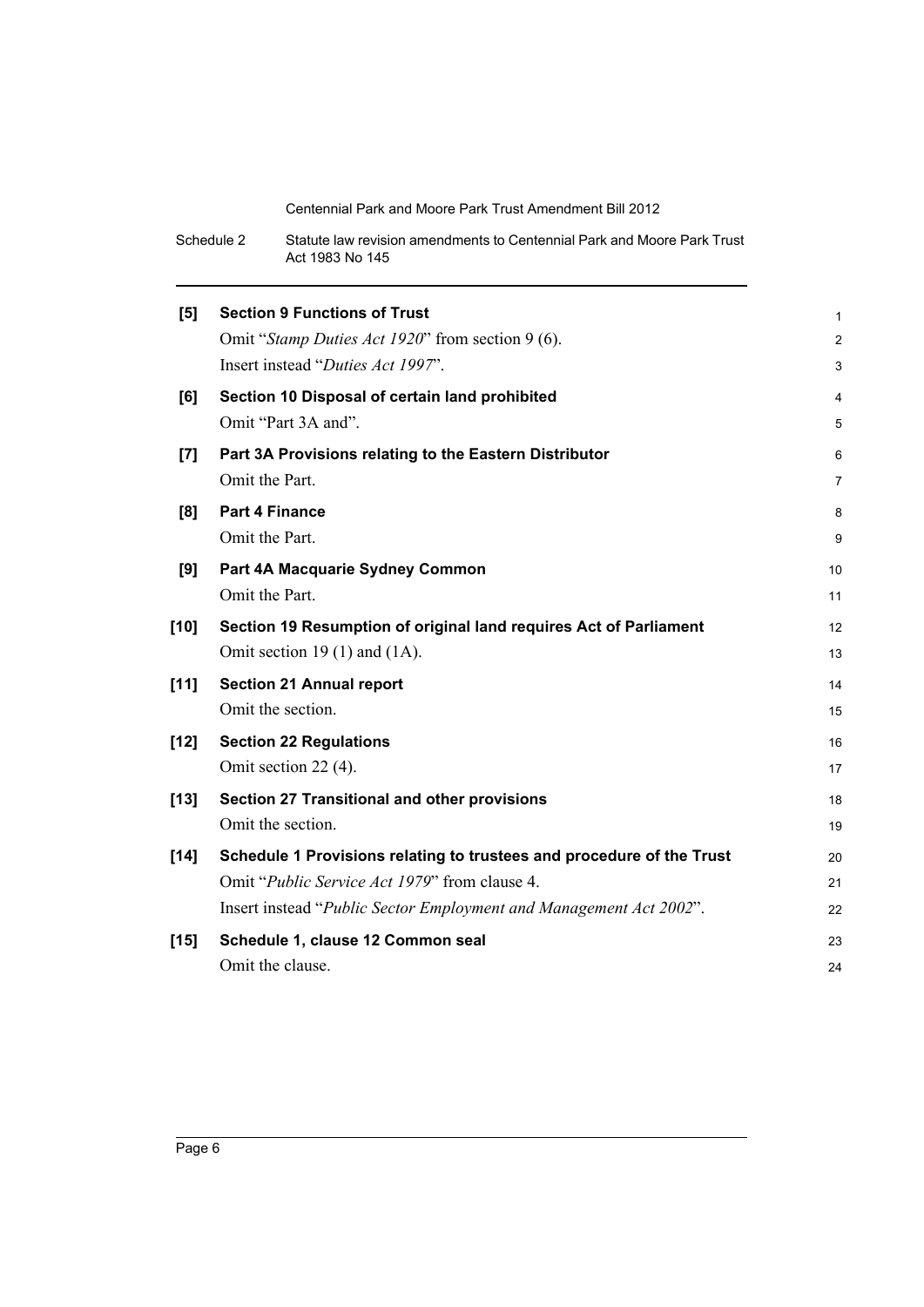**[5] Section 9 Functions of Trust**

Omit "*Stamp Duties Act 1920*" from section 9 (6).

Insert instead "*Duties Act 1997*".

**[6] Section 10 Disposal of certain land prohibited**

Omit "Part 3A and".

**[7] Part 3A Provisions relating to the Eastern Distributor**

Omit the Part.

**[8] Part 4 Finance**

Omit the Part.

**[9] Part 4A Macquarie Sydney Common**

Omit the Part.

**[10] Section 19 Resumption of original land requires Act of Parliament**

Omit section 19 (1) and (1A).

**[11] Section 21 Annual report**

Omit the section.

**[12] Section 22 Regulations**

Omit section 22 (4).

**[13] Section 27 Transitional and other provisions**

Omit the section.

**[14] Schedule 1 Provisions relating to trustees and procedure of the Trust**

Omit "*Public Service Act 1979*" from clause 4.

Insert instead "*Public Sector Employment and Management Act 2002*".

**[15] Schedule 1, clause 12 Common seal**

Omit the clause.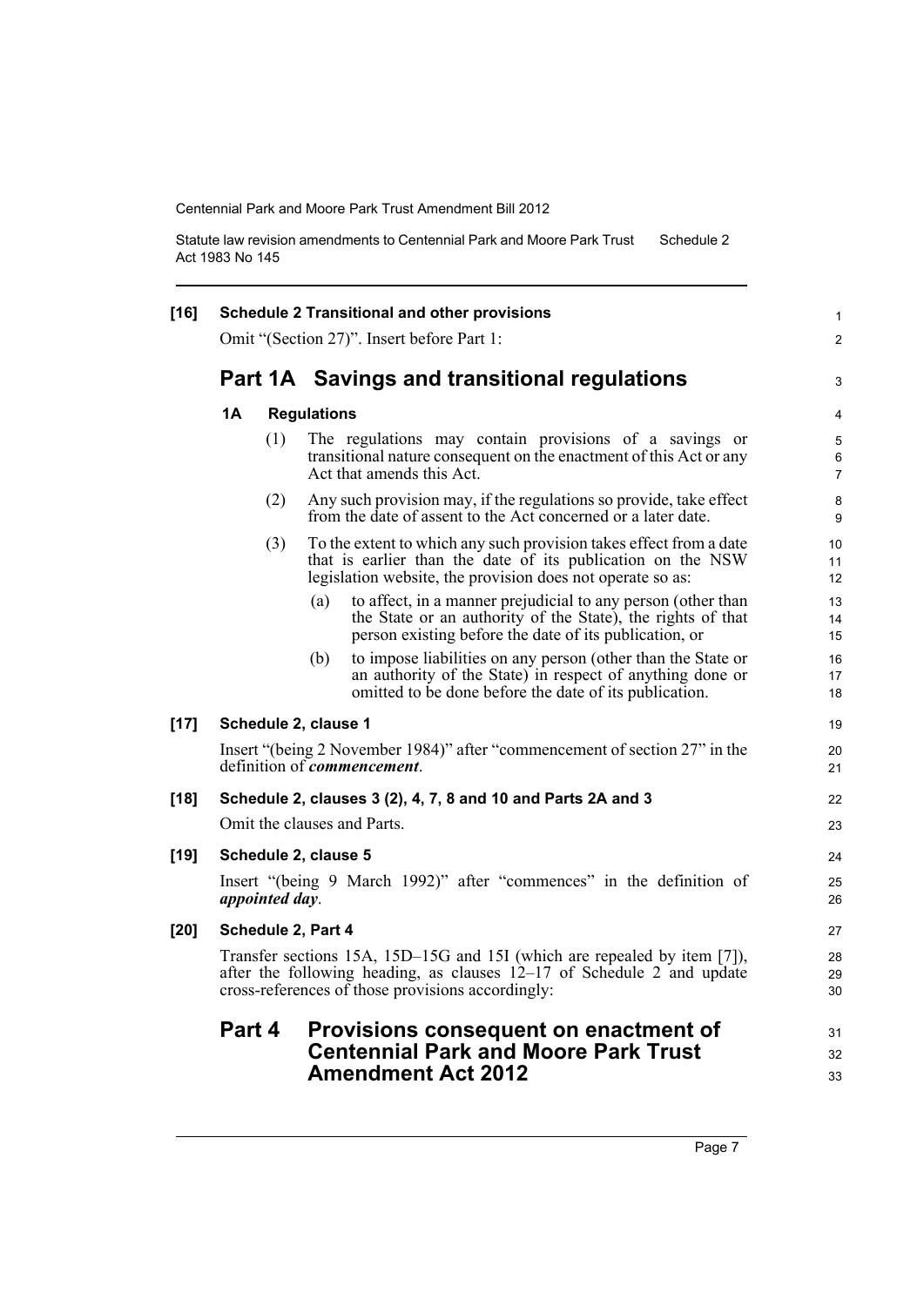**[16] Schedule 2 Transitional and other provisions**

Omit "(Section 27)". Insert before Part 1:

## Part 1A Savings and transitional regulations

**1A Regulations**

(1) The regulations may contain provisions of a savings or transitional nature consequent on the enactment of this Act or any Act that amends this Act.

(2) Any such provision may, if the regulations so provide, take effect from the date of assent to the Act concerned or a later date.

(3) To the extent to which any such provision takes effect from a date that is earlier than the date of its publication on the NSW legislation website, the provision does not operate so as:

(a) to affect, in a manner prejudicial to any person (other than the State or an authority of the State), the rights of that person existing before the date of its publication, or

(b) to impose liabilities on any person (other than the State or an authority of the State) in respect of anything done or omitted to be done before the date of its publication.

**[17] Schedule 2, clause 1**

Insert "(being 2 November 1984)" after "commencement of section 27" in the definition of ***commencement***.

**[18] Schedule 2, clauses 3 (2), 4, 7, 8 and 10 and Parts 2A and 3**

Omit the clauses and Parts.

**[19] Schedule 2, clause 5**

Insert "(being 9 March 1992)" after "commences" in the definition of ***appointed day***.

**[20] Schedule 2, Part 4**

Transfer sections 15A, 15D–15G and 15I (which are repealed by item [7]), after the following heading, as clauses 12–17 of Schedule 2 and update cross-references of those provisions accordingly:

## Part 4 Provisions consequent on enactment of Centennial Park and Moore Park Trust Amendment Act 2012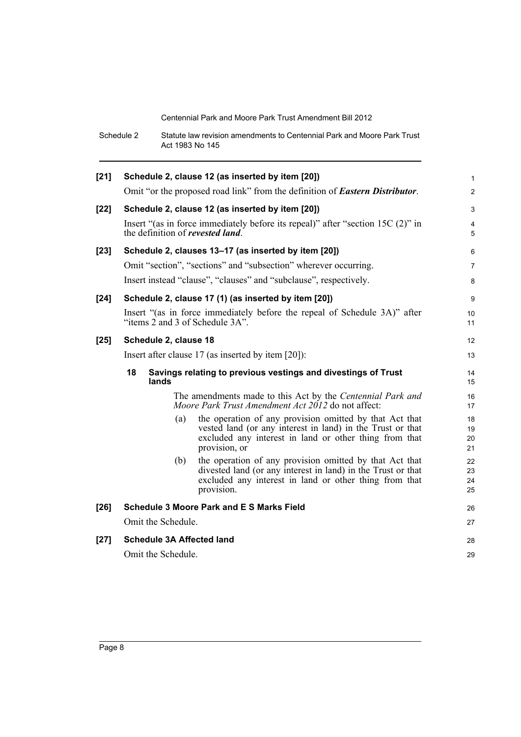**[21] Schedule 2, clause 12 (as inserted by item [20])**

Omit "or the proposed road link" from the definition of ***Eastern Distributor***.

**[22] Schedule 2, clause 12 (as inserted by item [20])**

Insert "(as in force immediately before its repeal)" after "section 15C (2)" in the definition of ***revested land***.

**[23] Schedule 2, clauses 13–17 (as inserted by item [20])**

Omit "section", "sections" and "subsection" wherever occurring.

Insert instead "clause", "clauses" and "subclause", respectively.

**[24] Schedule 2, clause 17 (1) (as inserted by item [20])**

Insert "(as in force immediately before the repeal of Schedule 3A)" after "items 2 and 3 of Schedule 3A".

**[25] Schedule 2, clause 18**

Insert after clause 17 (as inserted by item [20]):

**18 Savings relating to previous vestings and divestings of Trust lands**

The amendments made to this Act by the *Centennial Park and Moore Park Trust Amendment Act 2012* do not affect:

(a) the operation of any provision omitted by that Act that vested land (or any interest in land) in the Trust or that excluded any interest in land or other thing from that provision, or

(b) the operation of any provision omitted by that Act that divested land (or any interest in land) in the Trust or that excluded any interest in land or other thing from that provision.

**[26] Schedule 3 Moore Park and E S Marks Field**

Omit the Schedule.

**[27] Schedule 3A Affected land**

Omit the Schedule.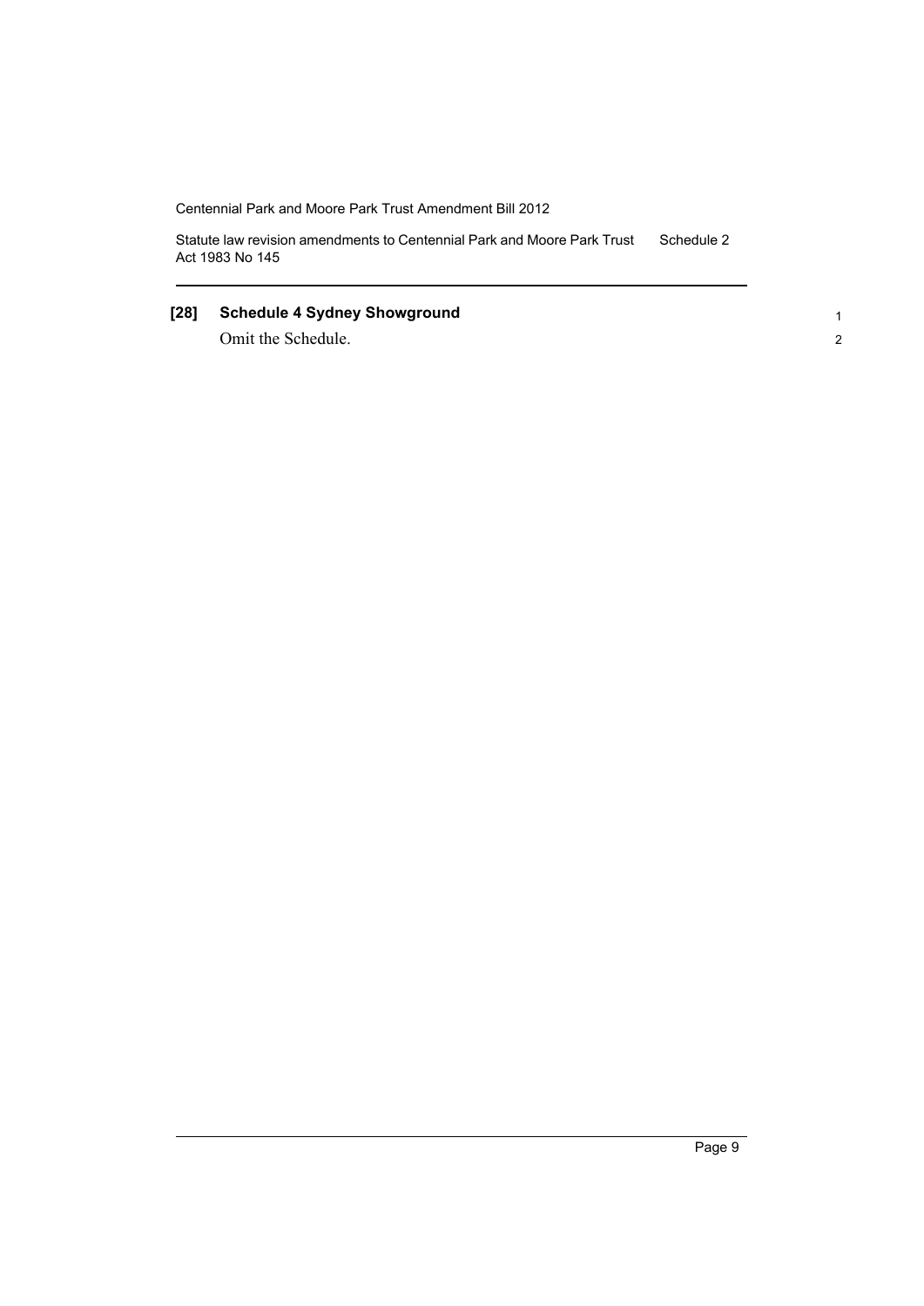**[28] Schedule 4 Sydney Showground**

Omit the Schedule.